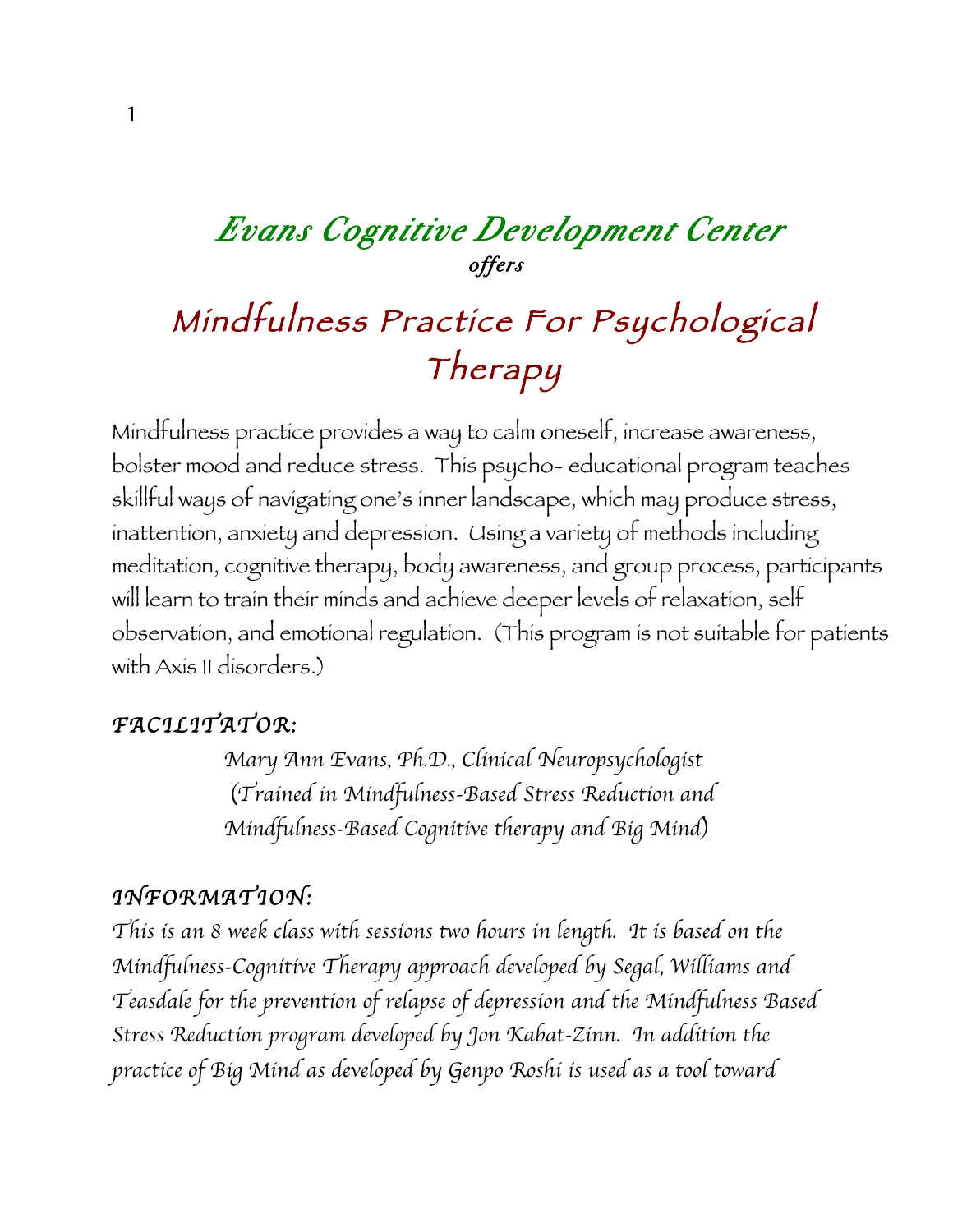# *Evans Cognitive Development Center*

*offers*

# Mindfulness Practice For Psychological Therapy

Mindfulness practice provides a way to calm oneself, increase awareness, bolster mood and reduce stress. This psycho- educational program teaches skillful ways of navigating one's inner landscape, which may produce stress, inattention, anxiety and depression. Using a variety of methods including meditation, cognitive therapy, body awareness, and group process, participants will learn to train their minds and achieve deeper levels of relaxation, self observation, and emotional regulation. (This program is not suitable for patients with Axis II disorders.)

## *FACILITATOR:*

*Mary Ann Evans, Ph.D., Clinical Neuropsychologist*
*(Trained in Mindfulness-Based Stress Reduction and Mindfulness-Based Cognitive therapy and Big Mind)*

## *INFORMATION:*

*This is an 8 week class with sessions two hours in length. It is based on the Mindfulness-Cognitive Therapy approach developed by Segal, Williams and Teasdale for the prevention of relapse of depression and the Mindfulness Based Stress Reduction program developed by Jon Kabat-Zinn. In addition the practice of Big Mind as developed by Genpo Roshi is used as a tool toward*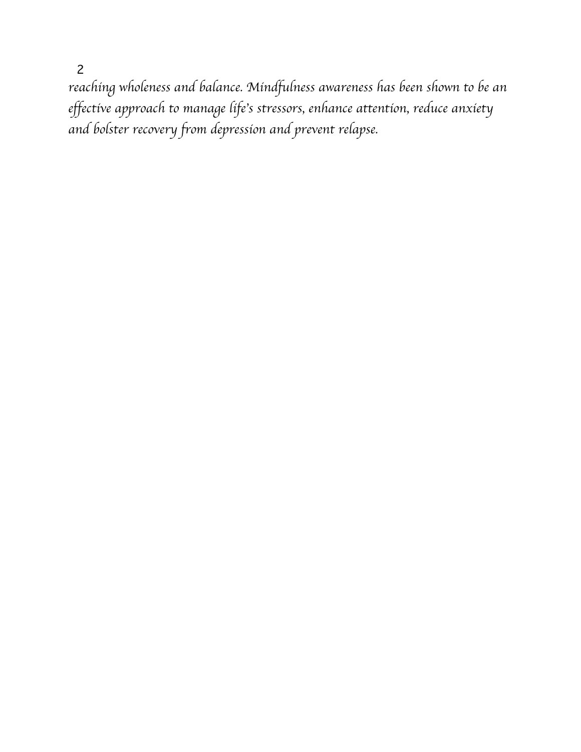*reaching wholeness and balance. Mindfulness awareness has been shown to be an effective approach to manage life's stressors, enhance attention, reduce anxiety and bolster recovery from depression and prevent relapse.*